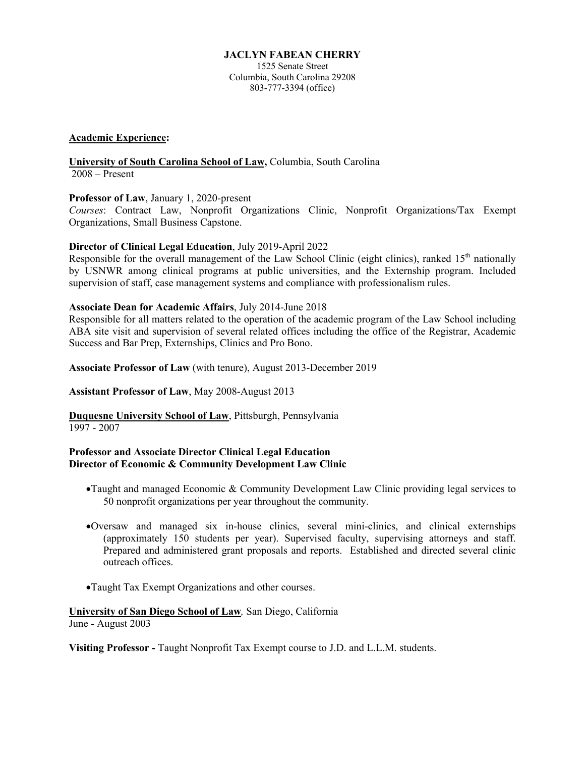# JACLYN FABEAN CHERRY

1525 Senate Street
Columbia, South Carolina 29208
803-777-3394 (office)

## Academic Experience:

**University of South Carolina School of Law,** Columbia, South Carolina
2008 – Present

**Professor of Law**, January 1, 2020-present
*Courses*: Contract Law, Nonprofit Organizations Clinic, Nonprofit Organizations/Tax Exempt Organizations, Small Business Capstone.

**Director of Clinical Legal Education**, July 2019-April 2022
Responsible for the overall management of the Law School Clinic (eight clinics), ranked 15th nationally by USNWR among clinical programs at public universities, and the Externship program. Included supervision of staff, case management systems and compliance with professionalism rules.

**Associate Dean for Academic Affairs**, July 2014-June 2018
Responsible for all matters related to the operation of the academic program of the Law School including ABA site visit and supervision of several related offices including the office of the Registrar, Academic Success and Bar Prep, Externships, Clinics and Pro Bono.

**Associate Professor of Law** (with tenure), August 2013-December 2019

**Assistant Professor of Law**, May 2008-August 2013

**Duquesne University School of Law**, Pittsburgh, Pennsylvania
1997 - 2007

**Professor and Associate Director Clinical Legal Education**
**Director of Economic & Community Development Law Clinic**

- Taught and managed Economic & Community Development Law Clinic providing legal services to 50 nonprofit organizations per year throughout the community.
- Oversaw and managed six in-house clinics, several mini-clinics, and clinical externships (approximately 150 students per year). Supervised faculty, supervising attorneys and staff. Prepared and administered grant proposals and reports. Established and directed several clinic outreach offices.
- Taught Tax Exempt Organizations and other courses.

**University of San Diego School of Law***,* San Diego, California
June - August 2003

**Visiting Professor -** Taught Nonprofit Tax Exempt course to J.D. and L.L.M. students.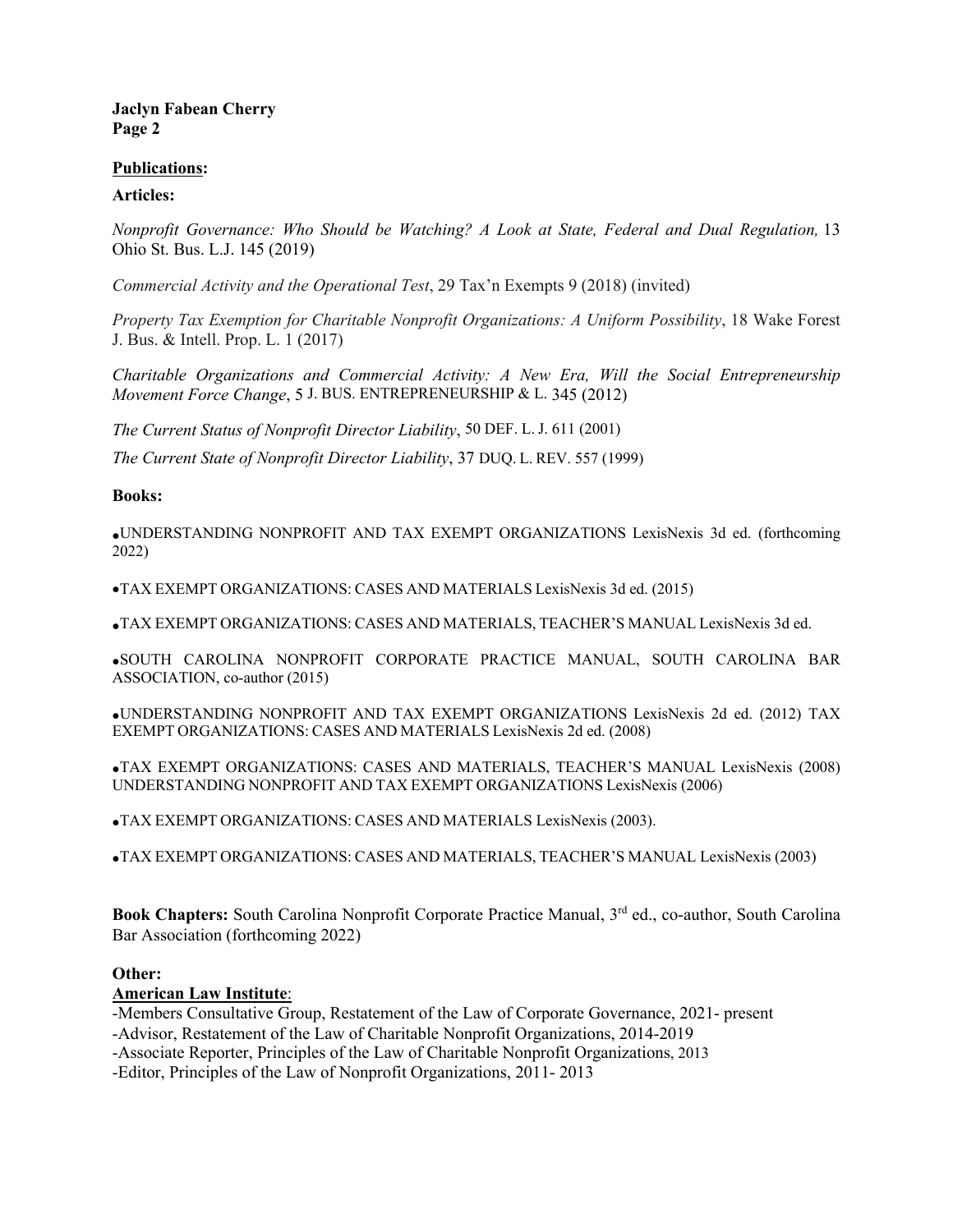**Jaclyn Fabean Cherry**
**Page 2**

**Publications:**

**Articles:**

*Nonprofit Governance: Who Should be Watching? A Look at State, Federal and Dual Regulation,* 13 Ohio St. Bus. L.J. 145 (2019)

*Commercial Activity and the Operational Test*, 29 Tax'n Exempts 9 (2018) (invited)

*Property Tax Exemption for Charitable Nonprofit Organizations: A Uniform Possibility*, 18 Wake Forest J. Bus. & Intell. Prop. L. 1 (2017)

*Charitable Organizations and Commercial Activity: A New Era, Will the Social Entrepreneurship Movement Force Change*, 5 J. BUS. ENTREPRENEURSHIP & L. 345 (2012)

*The Current Status of Nonprofit Director Liability*, 50 DEF. L. J. 611 (2001)

*The Current State of Nonprofit Director Liability*, 37 DUQ. L. REV. 557 (1999)

**Books:**

- UNDERSTANDING NONPROFIT AND TAX EXEMPT ORGANIZATIONS LexisNexis 3d ed. (forthcoming 2022)
- TAX EXEMPT ORGANIZATIONS: CASES AND MATERIALS LexisNexis 3d ed. (2015)
- TAX EXEMPT ORGANIZATIONS: CASES AND MATERIALS, TEACHER'S MANUAL LexisNexis 3d ed.
- SOUTH CAROLINA NONPROFIT CORPORATE PRACTICE MANUAL, SOUTH CAROLINA BAR ASSOCIATION, co-author (2015)
- UNDERSTANDING NONPROFIT AND TAX EXEMPT ORGANIZATIONS LexisNexis 2d ed. (2012) TAX EXEMPT ORGANIZATIONS: CASES AND MATERIALS LexisNexis 2d ed. (2008)
- TAX EXEMPT ORGANIZATIONS: CASES AND MATERIALS, TEACHER'S MANUAL LexisNexis (2008) UNDERSTANDING NONPROFIT AND TAX EXEMPT ORGANIZATIONS LexisNexis (2006)
- TAX EXEMPT ORGANIZATIONS: CASES AND MATERIALS LexisNexis (2003).
- TAX EXEMPT ORGANIZATIONS: CASES AND MATERIALS, TEACHER'S MANUAL LexisNexis (2003)

**Book Chapters:** South Carolina Nonprofit Corporate Practice Manual, 3rd ed., co-author, South Carolina Bar Association (forthcoming 2022)

**Other:**

**American Law Institute**:

-Members Consultative Group, Restatement of the Law of Corporate Governance, 2021- present
-Advisor, Restatement of the Law of Charitable Nonprofit Organizations, 2014-2019
-Associate Reporter, Principles of the Law of Charitable Nonprofit Organizations, 2013
-Editor, Principles of the Law of Nonprofit Organizations, 2011- 2013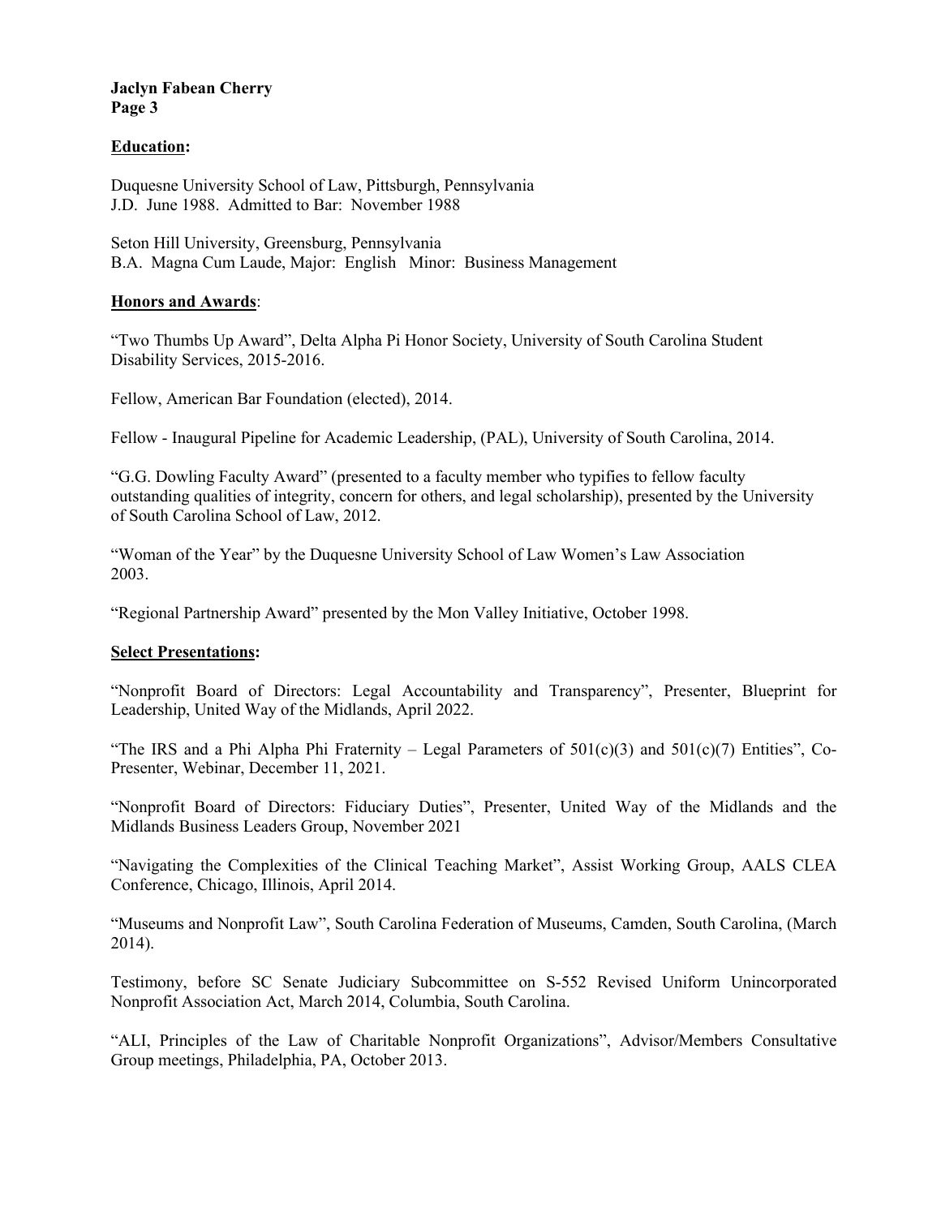## Education:

Duquesne University School of Law, Pittsburgh, Pennsylvania
J.D. June 1988. Admitted to Bar: November 1988

Seton Hill University, Greensburg, Pennsylvania
B.A. Magna Cum Laude, Major: English Minor: Business Management

## Honors and Awards:

"Two Thumbs Up Award", Delta Alpha Pi Honor Society, University of South Carolina Student Disability Services, 2015-2016.

Fellow, American Bar Foundation (elected), 2014.

Fellow - Inaugural Pipeline for Academic Leadership, (PAL), University of South Carolina, 2014.

"G.G. Dowling Faculty Award" (presented to a faculty member who typifies to fellow faculty outstanding qualities of integrity, concern for others, and legal scholarship), presented by the University of South Carolina School of Law, 2012.

"Woman of the Year" by the Duquesne University School of Law Women's Law Association 2003.

"Regional Partnership Award" presented by the Mon Valley Initiative, October 1998.

## Select Presentations:

"Nonprofit Board of Directors: Legal Accountability and Transparency", Presenter, Blueprint for Leadership, United Way of the Midlands, April 2022.

"The IRS and a Phi Alpha Phi Fraternity – Legal Parameters of 501(c)(3) and 501(c)(7) Entities", Co-Presenter, Webinar, December 11, 2021.

"Nonprofit Board of Directors: Fiduciary Duties", Presenter, United Way of the Midlands and the Midlands Business Leaders Group, November 2021

"Navigating the Complexities of the Clinical Teaching Market", Assist Working Group, AALS CLEA Conference, Chicago, Illinois, April 2014.

"Museums and Nonprofit Law", South Carolina Federation of Museums, Camden, South Carolina, (March 2014).

Testimony, before SC Senate Judiciary Subcommittee on S-552 Revised Uniform Unincorporated Nonprofit Association Act, March 2014, Columbia, South Carolina.

"ALI, Principles of the Law of Charitable Nonprofit Organizations", Advisor/Members Consultative Group meetings, Philadelphia, PA, October 2013.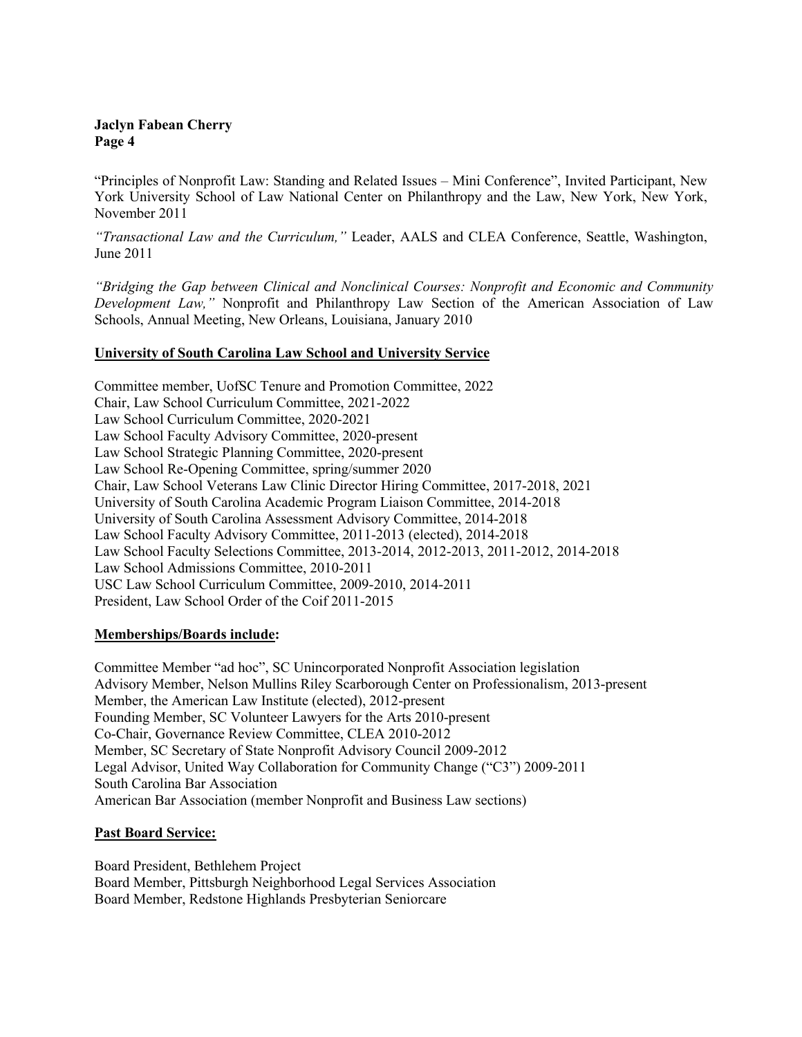"Principles of Nonprofit Law: Standing and Related Issues – Mini Conference", Invited Participant, New York University School of Law National Center on Philanthropy and the Law, New York, New York, November 2011

*"Transactional Law and the Curriculum,"* Leader, AALS and CLEA Conference, Seattle, Washington, June 2011

*"Bridging the Gap between Clinical and Nonclinical Courses: Nonprofit and Economic and Community Development Law,"* Nonprofit and Philanthropy Law Section of the American Association of Law Schools, Annual Meeting, New Orleans, Louisiana, January 2010

## University of South Carolina Law School and University Service

Committee member, UofSC Tenure and Promotion Committee, 2022
Chair, Law School Curriculum Committee, 2021-2022
Law School Curriculum Committee, 2020-2021
Law School Faculty Advisory Committee, 2020-present
Law School Strategic Planning Committee, 2020-present
Law School Re-Opening Committee, spring/summer 2020
Chair, Law School Veterans Law Clinic Director Hiring Committee, 2017-2018, 2021
University of South Carolina Academic Program Liaison Committee, 2014-2018
University of South Carolina Assessment Advisory Committee, 2014-2018
Law School Faculty Advisory Committee, 2011-2013 (elected), 2014-2018
Law School Faculty Selections Committee, 2013-2014, 2012-2013, 2011-2012, 2014-2018
Law School Admissions Committee, 2010-2011
USC Law School Curriculum Committee, 2009-2010, 2014-2011
President, Law School Order of the Coif 2011-2015

## Memberships/Boards include:

Committee Member "ad hoc", SC Unincorporated Nonprofit Association legislation
Advisory Member, Nelson Mullins Riley Scarborough Center on Professionalism, 2013-present
Member, the American Law Institute (elected), 2012-present
Founding Member, SC Volunteer Lawyers for the Arts 2010-present
Co-Chair, Governance Review Committee, CLEA 2010-2012
Member, SC Secretary of State Nonprofit Advisory Council 2009-2012
Legal Advisor, United Way Collaboration for Community Change ("C3") 2009-2011
South Carolina Bar Association
American Bar Association (member Nonprofit and Business Law sections)

## Past Board Service:

Board President, Bethlehem Project
Board Member, Pittsburgh Neighborhood Legal Services Association
Board Member, Redstone Highlands Presbyterian Seniorcare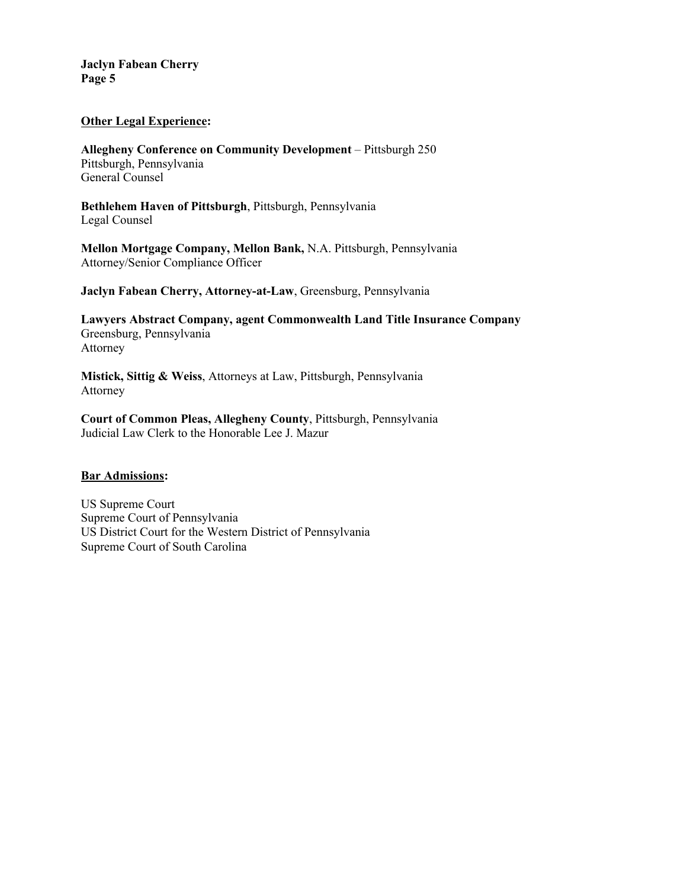**Other Legal Experience:**

**Allegheny Conference on Community Development** – Pittsburgh 250
Pittsburgh, Pennsylvania
General Counsel

**Bethlehem Haven of Pittsburgh**, Pittsburgh, Pennsylvania
Legal Counsel

**Mellon Mortgage Company, Mellon Bank,** N.A. Pittsburgh, Pennsylvania
Attorney/Senior Compliance Officer

**Jaclyn Fabean Cherry, Attorney-at-Law**, Greensburg, Pennsylvania

**Lawyers Abstract Company, agent Commonwealth Land Title Insurance Company**
Greensburg, Pennsylvania
Attorney

**Mistick, Sittig & Weiss**, Attorneys at Law, Pittsburgh, Pennsylvania
Attorney

**Court of Common Pleas, Allegheny County**, Pittsburgh, Pennsylvania
Judicial Law Clerk to the Honorable Lee J. Mazur

**Bar Admissions:**

US Supreme Court
Supreme Court of Pennsylvania
US District Court for the Western District of Pennsylvania
Supreme Court of South Carolina